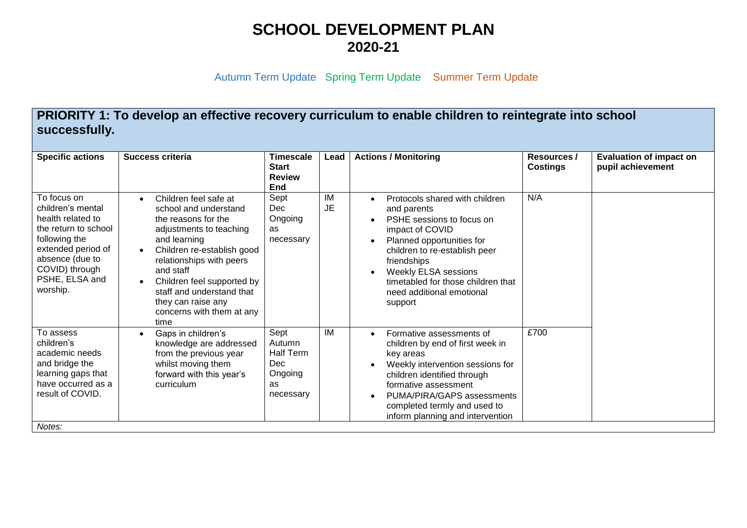# SCHOOL DEVELOPMENT PLAN
## 2020-21

Autumn Term Update   Spring Term Update   Summer Term Update

## PRIORITY 1: To develop an effective recovery curriculum to enable children to reintegrate into school successfully.

| Specific actions | Success criteria | Timescale Start Review End | Lead | Actions / Monitoring | Resources / Costings | Evaluation of impact on pupil achievement |
|---|---|---|---|---|---|---|
| To focus on children's mental health related to the return to school following the extended period of absence (due to COVID) through PSHE, ELSA and worship. | • Children feel safe at school and understand the reasons for the adjustments to teaching and learning<br>• Children re-establish good relationships with peers and staff<br>• Children feel supported by staff and understand that they can raise any concerns with them at any time | Sept<br>Dec<br>Ongoing as necessary | IM<br>JE | • Protocols shared with children and parents<br>• PSHE sessions to focus on impact of COVID<br>• Planned opportunities for children to re-establish peer friendships<br>• Weekly ELSA sessions timetabled for those children that need additional emotional support | N/A | |
| To assess children's academic needs and bridge the learning gaps that have occurred as a result of COVID. | • Gaps in children's knowledge are addressed from the previous year whilst moving them forward with this year's curriculum | Sept<br>Autumn Half Term<br>Dec<br>Ongoing as necessary | IM | • Formative assessments of children by end of first week in key areas<br>• Weekly intervention sessions for children identified through formative assessment<br>• PUMA/PIRA/GAPS assessments completed termly and used to inform planning and intervention | £700 | |

*Notes:*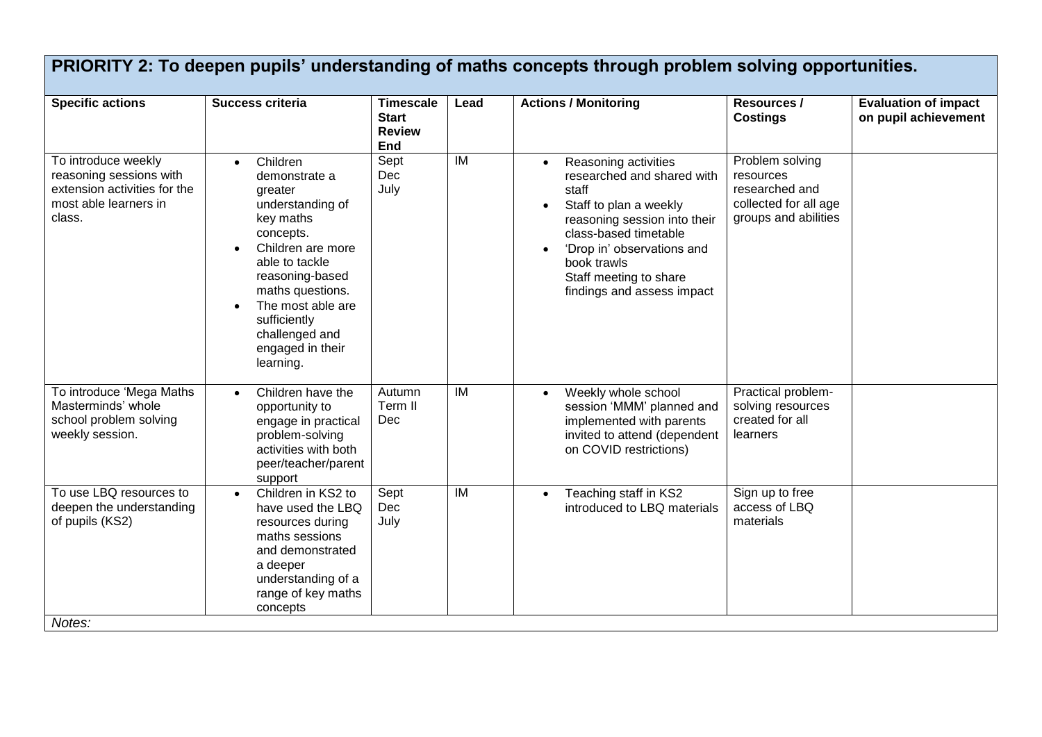## PRIORITY 2: To deepen pupils' understanding of maths concepts through problem solving opportunities.

| Specific actions | Success criteria | Timescale Start Review End | Lead | Actions / Monitoring | Resources / Costings | Evaluation of impact on pupil achievement |
|---|---|---|---|---|---|---|
| To introduce weekly reasoning sessions with extension activities for the most able learners in class. | • Children demonstrate a greater understanding of key maths concepts.<br>• Children are more able to tackle reasoning-based maths questions.<br>• The most able are sufficiently challenged and engaged in their learning. | Sept<br>Dec<br>July | IM | • Reasoning activities researched and shared with staff<br>• Staff to plan a weekly reasoning session into their class-based timetable<br>• 'Drop in' observations and book trawls<br>Staff meeting to share findings and assess impact | Problem solving resources researched and collected for all age groups and abilities | |
| To introduce 'Mega Maths Masterminds' whole school problem solving weekly session. | • Children have the opportunity to engage in practical problem-solving activities with both peer/teacher/parent support | Autumn Term II<br>Dec | IM | • Weekly whole school session 'MMM' planned and implemented with parents invited to attend (dependent on COVID restrictions) | Practical problem-solving resources created for all learners | |
| To use LBQ resources to deepen the understanding of pupils (KS2) | • Children in KS2 to have used the LBQ resources during maths sessions and demonstrated a deeper understanding of a range of key maths concepts | Sept<br>Dec<br>July | IM | • Teaching staff in KS2 introduced to LBQ materials | Sign up to free access of LBQ materials | |

*Notes:*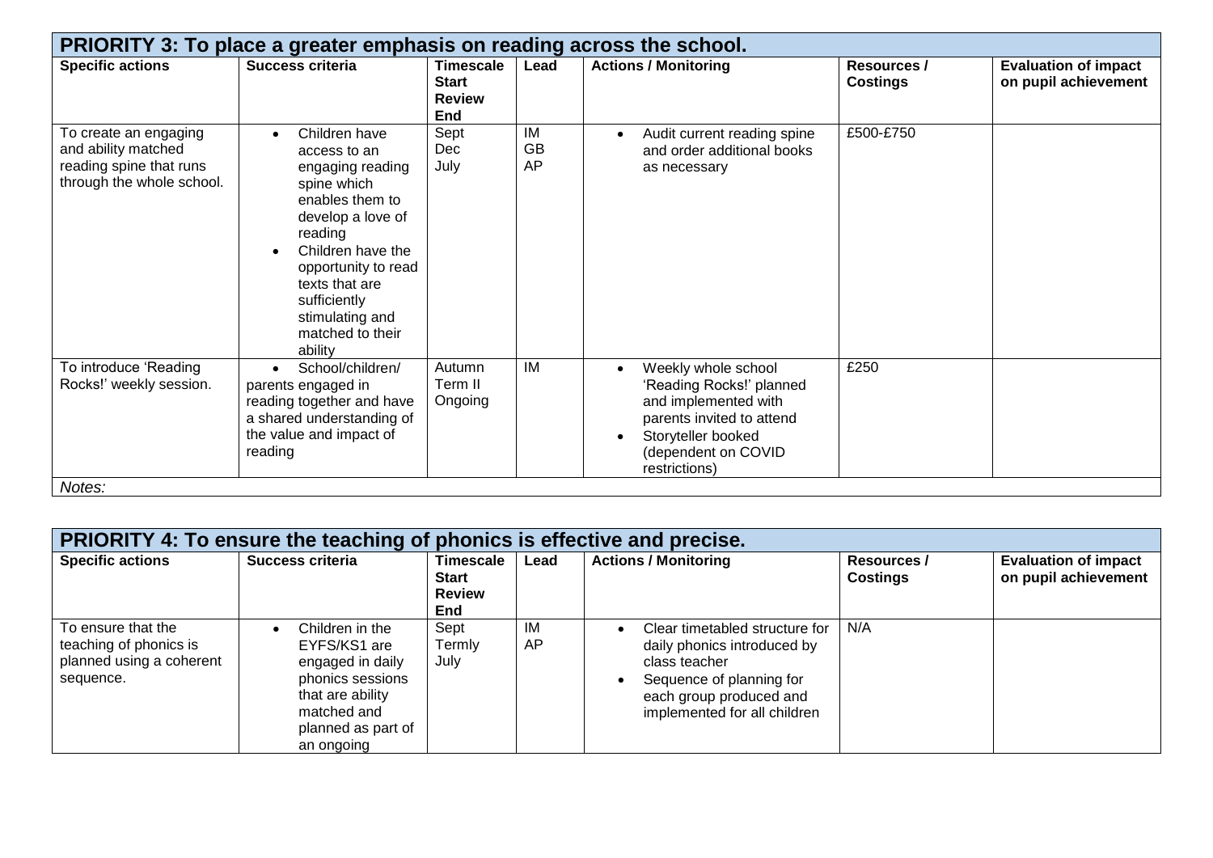## PRIORITY 3: To place a greater emphasis on reading across the school.

| Specific actions | Success criteria | Timescale Start Review End | Lead | Actions / Monitoring | Resources / Costings | Evaluation of impact on pupil achievement |
|---|---|---|---|---|---|---|
| To create an engaging and ability matched reading spine that runs through the whole school. | • Children have access to an engaging reading spine which enables them to develop a love of reading<br>• Children have the opportunity to read texts that are sufficiently stimulating and matched to their ability | Sept<br>Dec<br>July | IM<br>GB<br>AP | • Audit current reading spine and order additional books as necessary | £500-£750 | |
| To introduce 'Reading Rocks!' weekly session. | • School/children/ parents engaged in reading together and have a shared understanding of the value and impact of reading | Autumn Term II<br>Ongoing | IM | • Weekly whole school 'Reading Rocks!' planned and implemented with parents invited to attend<br>• Storyteller booked (dependent on COVID restrictions) | £250 | |

*Notes:*

## PRIORITY 4: To ensure the teaching of phonics is effective and precise.

| Specific actions | Success criteria | Timescale Start Review End | Lead | Actions / Monitoring | Resources / Costings | Evaluation of impact on pupil achievement |
|---|---|---|---|---|---|---|
| To ensure that the teaching of phonics is planned using a coherent sequence. | • Children in the EYFS/KS1 are engaged in daily phonics sessions that are ability matched and planned as part of an ongoing | Sept<br>Termly<br>July | IM<br>AP | • Clear timetabled structure for daily phonics introduced by class teacher<br>• Sequence of planning for each group produced and implemented for all children | N/A | |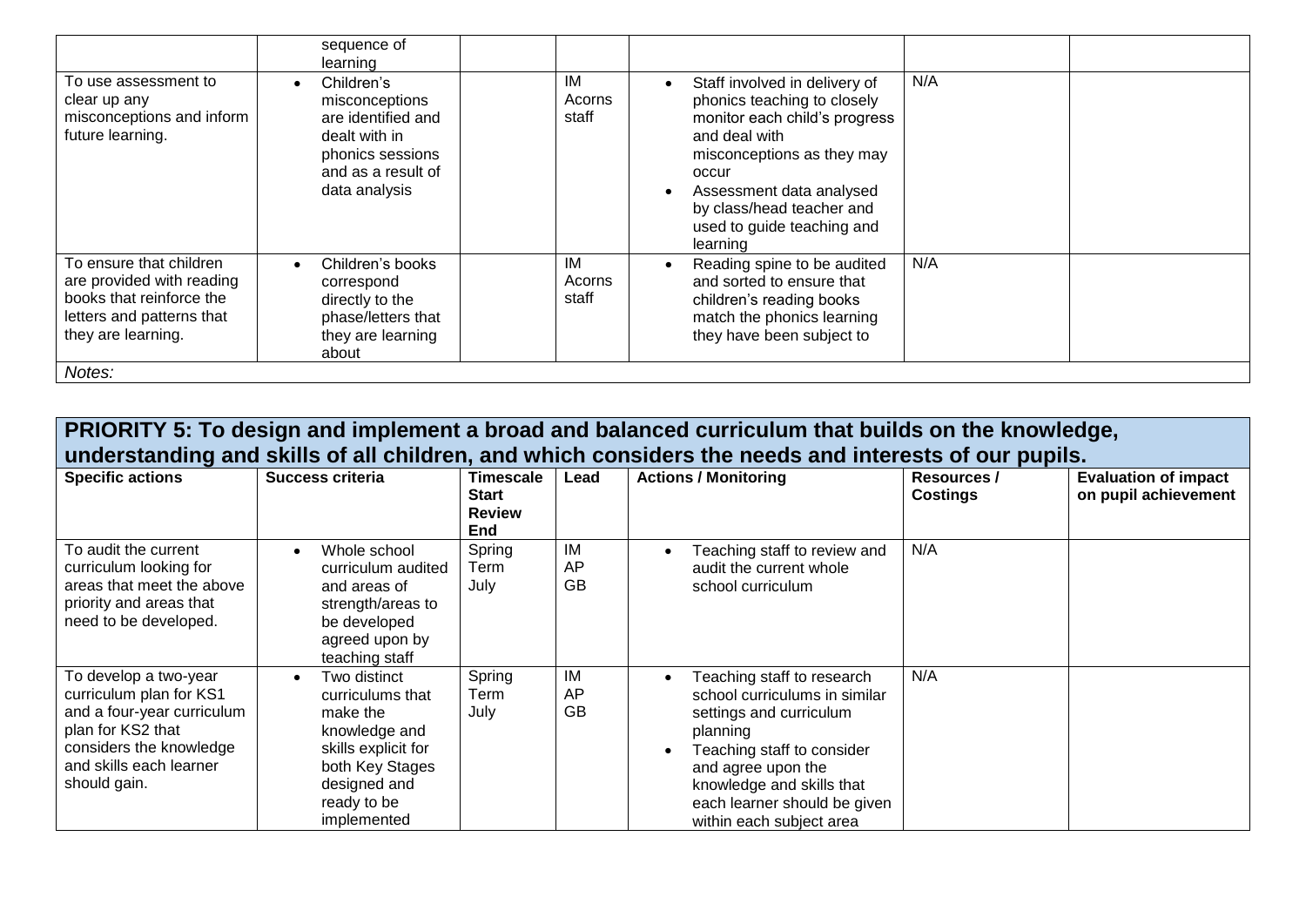| | sequence of learning | | | | | |
|---|---|---|---|---|---|---|
| To use assessment to clear up any misconceptions and inform future learning. | • Children's misconceptions are identified and dealt with in phonics sessions and as a result of data analysis | | IM Acorns staff | • Staff involved in delivery of phonics teaching to closely monitor each child's progress and deal with misconceptions as they may occur<br>• Assessment data analysed by class/head teacher and used to guide teaching and learning | N/A | |
| To ensure that children are provided with reading books that reinforce the letters and patterns that they are learning. | • Children's books correspond directly to the phase/letters that they are learning about | | IM Acorns staff | • Reading spine to be audited and sorted to ensure that children's reading books match the phonics learning they have been subject to | N/A | |
| *Notes:* | | | | | | |

## PRIORITY 5: To design and implement a broad and balanced curriculum that builds on the knowledge, understanding and skills of all children, and which considers the needs and interests of our pupils.

| Specific actions | Success criteria | Timescale Start Review End | Lead | Actions / Monitoring | Resources / Costings | Evaluation of impact on pupil achievement |
|---|---|---|---|---|---|---|
| To audit the current curriculum looking for areas that meet the above priority and areas that need to be developed. | • Whole school curriculum audited and areas of strength/areas to be developed agreed upon by teaching staff | Spring Term July | IM AP GB | • Teaching staff to review and audit the current whole school curriculum | N/A | |
| To develop a two-year curriculum plan for KS1 and a four-year curriculum plan for KS2 that considers the knowledge and skills each learner should gain. | • Two distinct curriculums that make the knowledge and skills explicit for both Key Stages designed and ready to be implemented | Spring Term July | IM AP GB | • Teaching staff to research school curriculums in similar settings and curriculum planning<br>• Teaching staff to consider and agree upon the knowledge and skills that each learner should be given within each subject area | N/A | |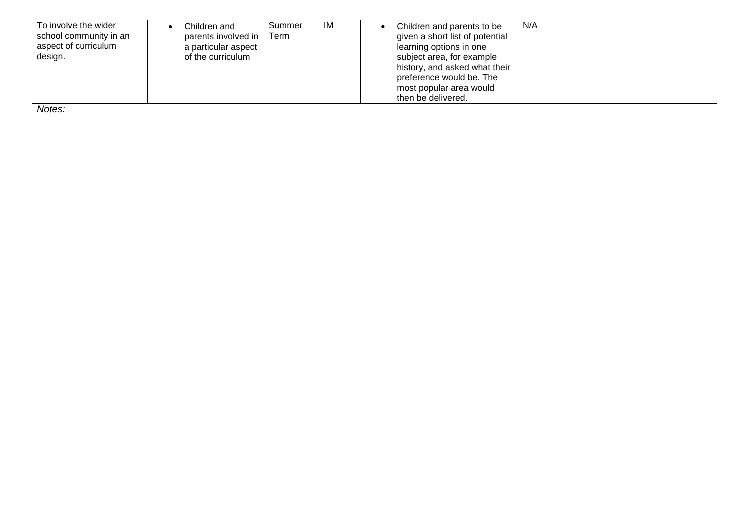| | | | | | | |
|---|---|---|---|---|---|---|
| To involve the wider school community in an aspect of curriculum design. | • Children and parents involved in a particular aspect of the curriculum | Summer Term | IM | • Children and parents to be given a short list of potential learning options in one subject area, for example history, and asked what their preference would be. The most popular area would then be delivered. | N/A | |
| *Notes:* | | | | | | |